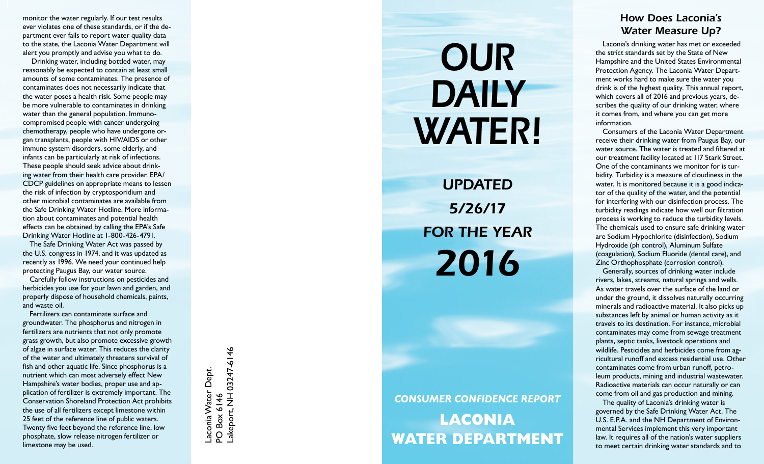monitor the water regularly. If our test results ever violates one of these standards, or if the department ever fails to report water quality data to the state, the Laconia Water Department will alert you promptly and advise you what to do.

Drinking water, including bottled water, may reasonably be expected to contain at least small amounts of some contaminates. The presence of contaminates does not necessarily indicate that the water poses a health risk. Some people may be more vulnerable to contaminates in drinking water than the general population. Immunocompromised people with cancer undergoing chemotherapy, people who have undergone organ transplants, people with HIV/AIDS or other immune system disorders, some elderly, and infants can be particularly at risk of infections. These people should seek advice about drinking water from their health care provider. EPA/CDCP guidelines on appropriate means to lessen the risk of infection by cryptosporidium and other microbial contaminates are available from the Safe Drinking Water Hotline. More information about contaminates and potential health effects can be obtained by calling the EPA's Safe Drinking Water Hotline at 1-800-426-4791.

The Safe Drinking Water Act was passed by the U.S. congress in 1974, and it was updated as recently as 1996. We need your continued help protecting Paugus Bay, our water source.

Carefully follow instructions on pesticides and herbicides you use for your lawn and garden, and properly dispose of household chemicals, paints, and waste oil.

Fertilizers can contaminate surface and groundwater. The phosphorus and nitrogen in fertilizers are nutrients that not only promote grass growth, but also promote excessive growth of algae in surface water. This reduces the clarity of the water and ultimately threatens survival of fish and other aquatic life. Since phosphorus is a nutrient which can most adversely effect New Hampshire's water bodies, proper use and application of fertilizer is extremely important. The Conservation Shoreland Protection Act prohibits the use of all fertilizers except limestone within 25 feet of the reference line of public waters. Twenty five feet beyond the reference line, low phosphate, slow release nitrogen fertilizer or limestone may be used.

Laconia Water Dept.
PO Box 6146
Lakeport, NH 03247-6146

# OUR DAILY WATER!

## UPDATED 5/26/17 FOR THE YEAR 2016

*CONSUMER CONFIDENCE REPORT*

**LACONIA WATER DEPARTMENT**

### *How Does Laconia's Water Measure Up?*

Laconia's drinking water has met or exceeded the strict standards set by the State of New Hampshire and the United States Environmental Protection Agency. The Laconia Water Department works hard to make sure the water you drink is of the highest quality. This annual report, which covers all of 2016 and previous years, describes the quality of our drinking water, where it comes from, and where you can get more information.

Consumers of the Laconia Water Department receive their drinking water from Paugus Bay, our water source. The water is treated and filtered at our treatment facility located at 117 Stark Street. One of the contaminants we monitor for is turbidity. Turbidity is a measure of cloudiness in the water. It is monitored because it is a good indicator of the quality of the water, and the potential for interfering with our disinfection process. The turbidity readings indicate how well our filtration process is working to reduce the turbidity levels. The chemicals used to ensure safe drinking water are Sodium Hypochlorite (disinfection), Sodium Hydroxide (ph control), Aluminum Sulfate (coagulation), Sodium Fluoride (dental care), and Zinc Orthophosphate (corrosion control).

Generally, sources of drinking water include rivers, lakes, streams, natural springs and wells. As water travels over the surface of the land or under the ground, it dissolves naturally occurring minerals and radioactive material. It also picks up substances left by animal or human activity as it travels to its destination. For instance, microbial contaminates may come from sewage treatment plants, septic tanks, livestock operations and wildlife. Pesticides and herbicides come from agricultural runoff and excess residential use. Other contaminates come from urban runoff, petroleum products, mining and industrial wastewater. Radioactive materials can occur naturally or can come from oil and gas production and mining.

The quality of Laconia's drinking water is governed by the Safe Drinking Water Act. The U.S. E.P.A. and the NH Department of Environmental Services implement this very important law. It requires all of the nation's water suppliers to meet certain drinking water standards and to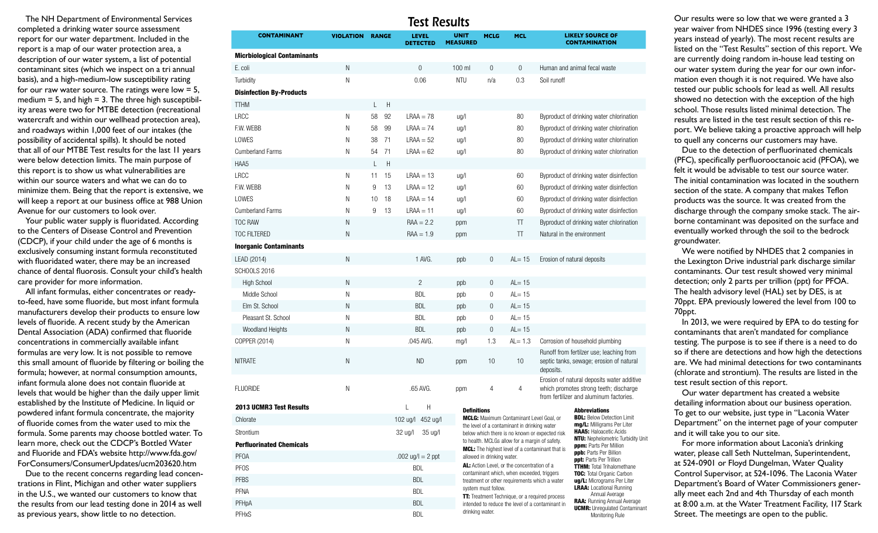The NH Department of Environmental Services completed a drinking water source assessment report for our water department. Included in the report is a map of our water protection area, a description of our water system, a list of potential contaminant sites (which we inspect on a tri annual basis), and a high-medium-low susceptibility rating for our raw water source. The ratings were low = 5, medium = 5, and high = 3. The three high susceptibility areas were two for MTBE detection (recreational watercraft and within our wellhead protection area), and roadways within 1,000 feet of our intakes (the possibility of accidental spills). It should be noted that all of our MTBE Test results for the last 11 years were below detection limits. The main purpose of this report is to show us what vulnerabilities are within our source waters and what we can do to minimize them. Being that the report is extensive, we will keep a report at our business office at 988 Union Avenue for our customers to look over.

Your public water supply is fluoridated. According to the Centers of Disease Control and Prevention (CDCP), if your child under the age of 6 months is exclusively consuming instant formula reconstituted with fluoridated water, there may be an increased chance of dental fluorosis. Consult your child's health care provider for more information.

All infant formulas, either concentrates or ready-to-feed, have some fluoride, but most infant formula manufacturers develop their products to ensure low levels of fluoride. A recent study by the American Dental Association (ADA) confirmed that fluoride concentrations in commercially available infant formulas are very low. It is not possible to remove this small amount of fluoride by filtering or boiling the formula; however, at normal consumption amounts, infant formula alone does not contain fluoride at levels that would be higher than the daily upper limit established by the Institute of Medicine. In liquid or powdered infant formula concentrate, the majority of fluoride comes from the water used to mix the formula. Some parents may choose bottled water. To learn more, check out the CDCP's Bottled Water and Fluoride and FDA's website http://www.fda.gov/ForConsumers/ConsumerUpdates/ucm203620.htm

Due to the recent concerns regarding lead concentrations in Flint, Michigan and other water suppliers in the U.S., we wanted our customers to know that the results from our lead testing done in 2014 as well as previous years, show little to no detection.

# Test Results

| CONTAMINANT | VIOLATION | RANGE | | LEVEL DETECTED | UNIT MEASURED | MCLG | MCL | LIKELY SOURCE OF CONTAMINATION |
|---|---|---|---|---|---|---|---|---|
| **Micrbiological Contaminants** | | | | | | | | |
| E. coli | N | | | 0 | 100 ml | 0 | 0 | Human and animal fecal waste |
| Turbidity | N | | | 0.06 | NTU | n/a | 0.3 | Soil runoff |
| **Disinfection By-Products** | | | | | | | | |
| TTHM | | L | H | | | | | |
| LRCC | N | 58 | 92 | LRAA = 78 | ug/l | | 80 | Byproduct of drinking water chlorination |
| F.W. WEBB | N | 58 | 99 | LRAA = 74 | ug/l | | 80 | Byproduct of drinking water chlorination |
| LOWES | N | 38 | 71 | LRAA = 52 | ug/l | | 80 | Byproduct of drinking water chlorination |
| Cumberland Farms | N | 54 | 71 | LRAA = 62 | ug/l | | 80 | Byproduct of drinking water chlorination |
| HAA5 | | L | H | | | | | |
| LRCC | N | 11 | 15 | LRAA = 13 | ug/l | | 60 | Byproduct of drinking water disinfection |
| F.W. WEBB | N | 9 | 13 | LRAA = 12 | ug/l | | 60 | Byproduct of drinking water disinfection |
| LOWES | N | 10 | 18 | LRAA = 14 | ug/l | | 60 | Byproduct of drinking water disinfection |
| Cumberland Farms | N | 9 | 13 | LRAA = 11 | ug/l | | 60 | Byproduct of drinking water disinfection |
| TOC RAW | N | | | RAA = 2.2 | ppm | | TT | Byproduct of drinking water chlorination |
| TOC FILTERED | N | | | RAA = 1.9 | ppm | | TT | Natural in the environment |
| **Inorganic Contaminants** | | | | | | | | |
| LEAD (2014) | N | | | 1 AVG. | ppb | 0 | AL= 15 | Erosion of natural deposits |
| SCHOOLS 2016 | | | | | | | | |
| High School | N | | | 2 | ppb | 0 | AL= 15 | |
| Middle School | N | | | BDL | ppb | 0 | AL= 15 | |
| Elm St. School | N | | | BDL | ppb | 0 | AL= 15 | |
| Pleasant St. School | N | | | BDL | ppb | 0 | AL= 15 | |
| Woodland Heights | N | | | BDL | ppb | 0 | AL= 15 | |
| COPPER (2014) | N | | | .045 AVG. | mg/l | 1.3 | AL= 1.3 | Corrosion of household plumbing |
| NITRATE | N | | | ND | ppm | 10 | 10 | Runoff from fertilizer use; leaching from septic tanks, sewage; erosion of natural deposits. |
| FLUORIDE | N | | | .65 AVG. | ppm | 4 | 4 | Erosion of natural deposits water additive which promotes strong teeth; discharge from fertilizer and aluminum factories. |

| **2013 UCMR3 Test Results** | L | H |
|---|---|---|
| Chlorate | 102 ug/l | 452 ug/l |
| Strontium | 32 ug/l | 35 ug/l |
| **Perfluorinated Chemicals** | | |
| PFOA | .002 ug/l = 2 ppt | |
| PFOS | BDL | |
| PFBS | BDL | |
| PFNA | BDL | |
| PFHpA | BDL | |
| PFHxS | BDL | |

**Definitions**

**MCLG:** Maximum Contaminant Level Goal, or the level of a contaminant in drinking water below which there is no known or expected risk to health. MCLGs allow for a margin of safety.

**MCL:** The highest level of a contaminant that is allowed in drinking water.

**AL:** Action Level, or the concentration of a contaminant which, when exceeded, triggers treatment or other requirements which a water system must follow.

**TT:** Treatment Technique, or a required process intended to reduce the level of a contaminant in drinking water.

**Abbreviations**

**BDL:** Below Detection Limit
**mg/L:** Milligrams Per Liter
**HAA5:** Haloacetic Acids
**NTU:** Nephelometric Turbidity Unit
**ppm:** Parts Per Million
**ppb:** Parts Per Billion
**ppt:** Parts Per Trillion
**TTHM:** Total Trihalomethane
**TOC:** Total Organic Carbon
**ug/L:** Micrograms Per Liter
**LRAA:** Locational Running Annual Average
**RAA:** Running Annual Average
**UCMR:** Unregulated Contaminant Monitoring Rule

Our results were so low that we were granted a 3 year waiver from NHDES since 1996 (testing every 3 years instead of yearly). The most recent results are listed on the "Test Results" section of this report. We are currently doing random in-house lead testing on our water system during the year for our own information even though it is not required. We have also tested our public schools for lead as well. All results showed no detection with the exception of the high school. Those results listed minimal detection. The results are listed in the test result section of this report. We believe taking a proactive approach will help to quell any concerns our customers may have.

Due to the detection of perfluorinated chemicals (PFC), specifically perfluorooctanoic acid (PFOA), we felt it would be advisable to test our source water. The initial contamination was located in the southern section of the state. A company that makes Teflon products was the source. It was created from the discharge through the company smoke stack. The airborne contaminant was deposited on the surface and eventually worked through the soil to the bedrock groundwater.

We were notified by NHDES that 2 companies in the Lexington Drive industrial park discharge similar contaminants. Our test result showed very minimal detection; only 2 parts per trillion (ppt) for PFOA. The health advisory level (HAL) set by DES, is at 70ppt. EPA previously lowered the level from 100 to 70ppt.

In 2013, we were required by EPA to do testing for contaminants that aren't mandated for compliance testing. The purpose is to see if there is a need to do so if there are detections and how high the detections are. We had minimal detections for two contaminants (chlorate and strontium). The results are listed in the test result section of this report.

Our water department has created a website detailing information about our business operation. To get to our website, just type in "Laconia Water Department" on the internet page of your computer and it will take you to our site.

For more information about Laconia's drinking water, please call Seth Nuttelman, Superintendent, at 524-0901 or Floyd Dungelman, Water Quality Control Supervisor, at 524-1096. The Laconia Water Department's Board of Water Commissioners generally meet each 2nd and 4th Thursday of each month at 8:00 a.m. at the Water Treatment Facility, 117 Stark Street. The meetings are open to the public.